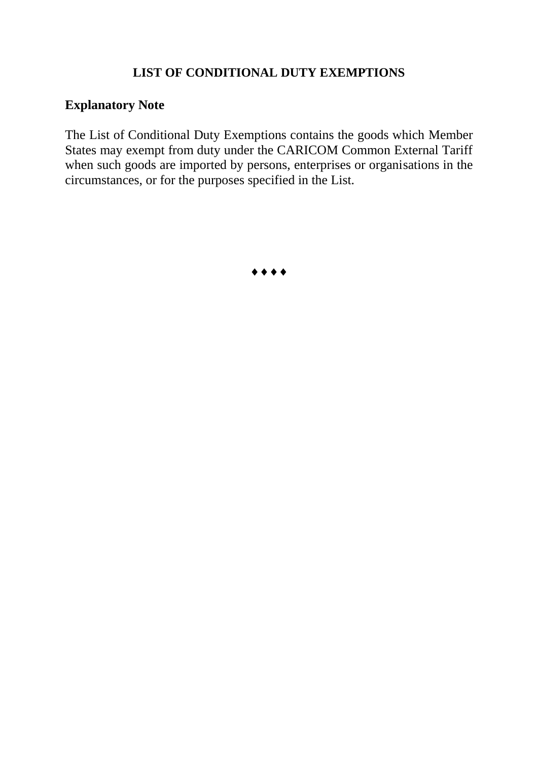# LIST OF CONDITIONAL DUTY EXEMPTIONS

## Explanatory Note

The List of Conditional Duty Exemptions contains the goods which Member States may exempt from duty under the CARICOM Common External Tariff when such goods are imported by persons, enterprises or organisations in the circumstances, or for the purposes specified in the List.

♦ ♦ ♦ ♦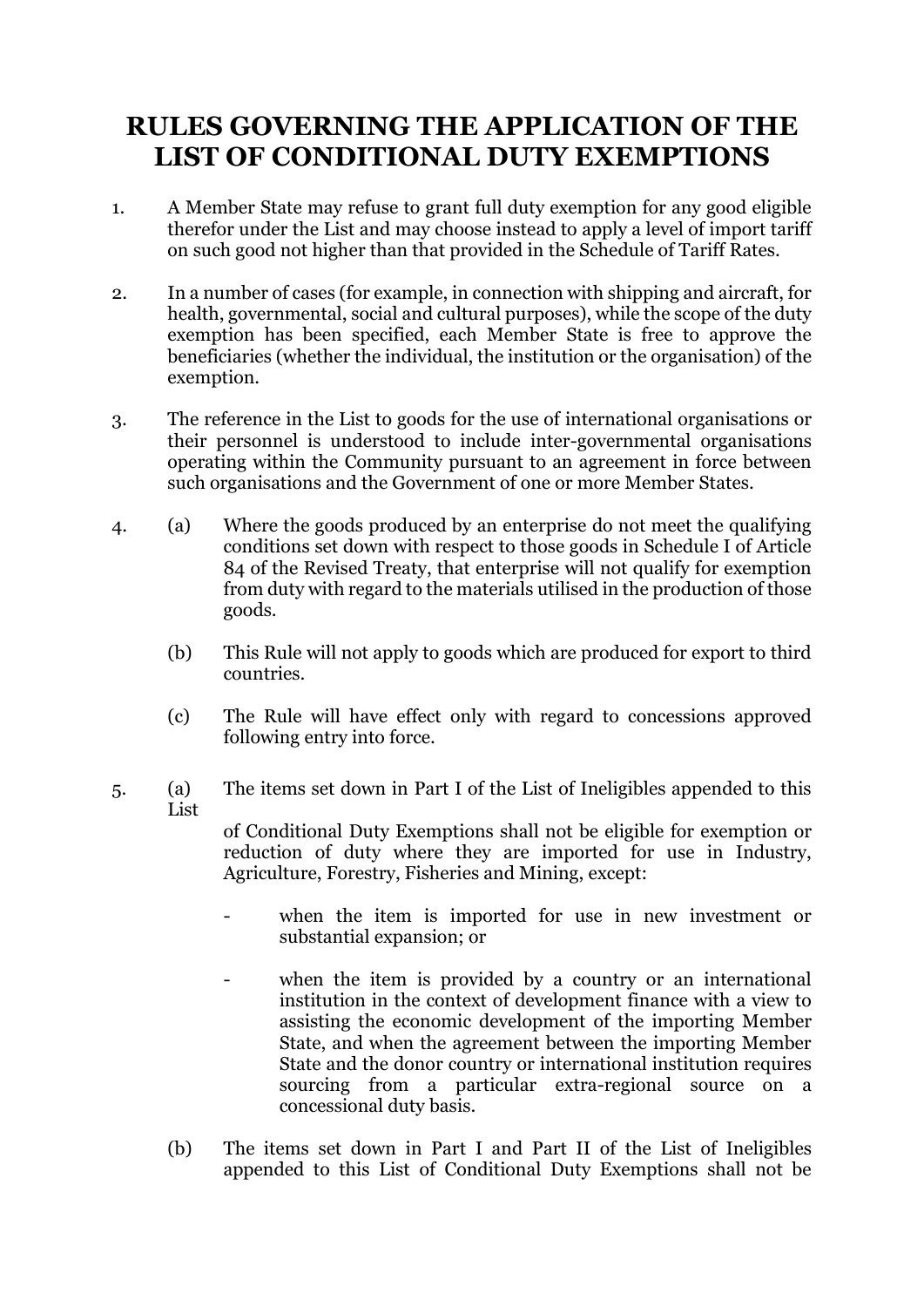# RULES GOVERNING THE APPLICATION OF THE LIST OF CONDITIONAL DUTY EXEMPTIONS

1. A Member State may refuse to grant full duty exemption for any good eligible therefor under the List and may choose instead to apply a level of import tariff on such good not higher than that provided in the Schedule of Tariff Rates.

2. In a number of cases (for example, in connection with shipping and aircraft, for health, governmental, social and cultural purposes), while the scope of the duty exemption has been specified, each Member State is free to approve the beneficiaries (whether the individual, the institution or the organisation) of the exemption.

3. The reference in the List to goods for the use of international organisations or their personnel is understood to include inter-governmental organisations operating within the Community pursuant to an agreement in force between such organisations and the Government of one or more Member States.

4. (a) Where the goods produced by an enterprise do not meet the qualifying conditions set down with respect to those goods in Schedule I of Article 84 of the Revised Treaty, that enterprise will not qualify for exemption from duty with regard to the materials utilised in the production of those goods.

   (b) This Rule will not apply to goods which are produced for export to third countries.

   (c) The Rule will have effect only with regard to concessions approved following entry into force.

5. (a) The items set down in Part I of the List of Ineligibles appended to this List of Conditional Duty Exemptions shall not be eligible for exemption or reduction of duty where they are imported for use in Industry, Agriculture, Forestry, Fisheries and Mining, except:

   - when the item is imported for use in new investment or substantial expansion; or

   - when the item is provided by a country or an international institution in the context of development finance with a view to assisting the economic development of the importing Member State, and when the agreement between the importing Member State and the donor country or international institution requires sourcing from a particular extra-regional source on a concessional duty basis.

   (b) The items set down in Part I and Part II of the List of Ineligibles appended to this List of Conditional Duty Exemptions shall not be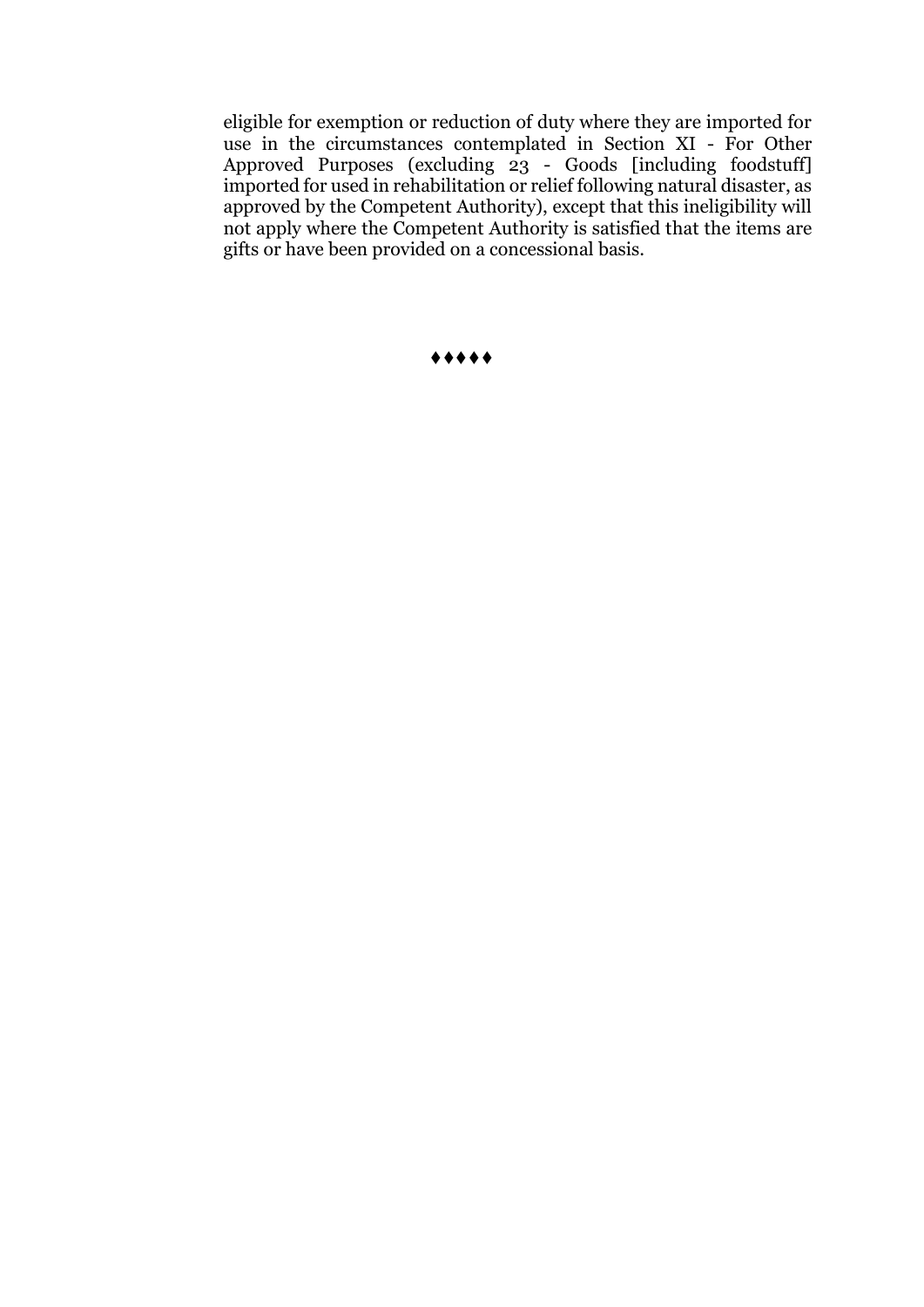eligible for exemption or reduction of duty where they are imported for use in the circumstances contemplated in Section XI - For Other Approved Purposes (excluding 23 - Goods [including foodstuff] imported for used in rehabilitation or relief following natural disaster, as approved by the Competent Authority), except that this ineligibility will not apply where the Competent Authority is satisfied that the items are gifts or have been provided on a concessional basis.

♦♦♦♦♦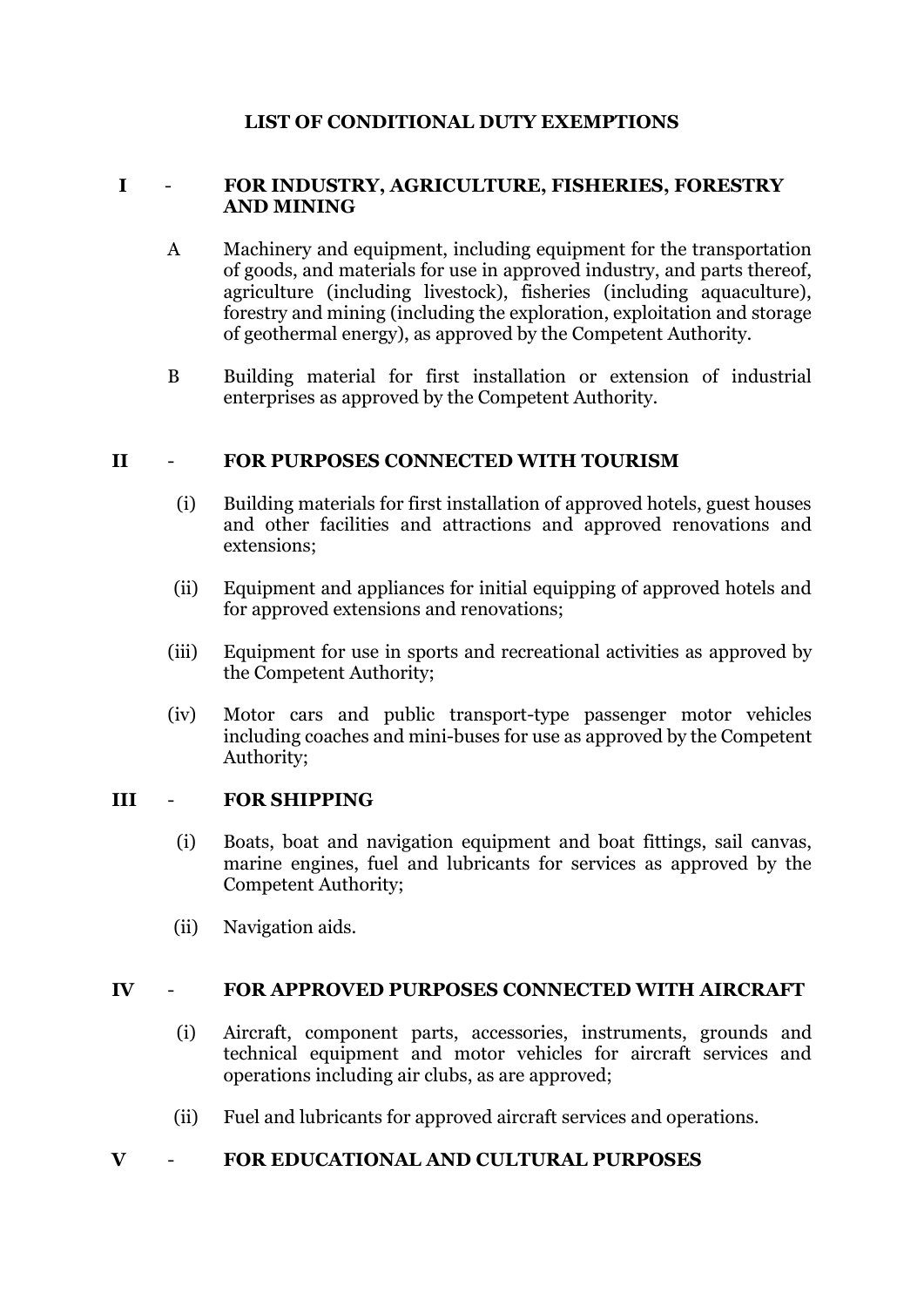## LIST OF CONDITIONAL DUTY EXEMPTIONS

### I - FOR INDUSTRY, AGRICULTURE, FISHERIES, FORESTRY AND MINING

A Machinery and equipment, including equipment for the transportation of goods, and materials for use in approved industry, and parts thereof, agriculture (including livestock), fisheries (including aquaculture), forestry and mining (including the exploration, exploitation and storage of geothermal energy), as approved by the Competent Authority.

B Building material for first installation or extension of industrial enterprises as approved by the Competent Authority.

### II - FOR PURPOSES CONNECTED WITH TOURISM

(i) Building materials for first installation of approved hotels, guest houses and other facilities and attractions and approved renovations and extensions;

(ii) Equipment and appliances for initial equipping of approved hotels and for approved extensions and renovations;

(iii) Equipment for use in sports and recreational activities as approved by the Competent Authority;

(iv) Motor cars and public transport-type passenger motor vehicles including coaches and mini-buses for use as approved by the Competent Authority;

### III - FOR SHIPPING

(i) Boats, boat and navigation equipment and boat fittings, sail canvas, marine engines, fuel and lubricants for services as approved by the Competent Authority;

(ii) Navigation aids.

### IV - FOR APPROVED PURPOSES CONNECTED WITH AIRCRAFT

(i) Aircraft, component parts, accessories, instruments, grounds and technical equipment and motor vehicles for aircraft services and operations including air clubs, as are approved;

(ii) Fuel and lubricants for approved aircraft services and operations.

### V - FOR EDUCATIONAL AND CULTURAL PURPOSES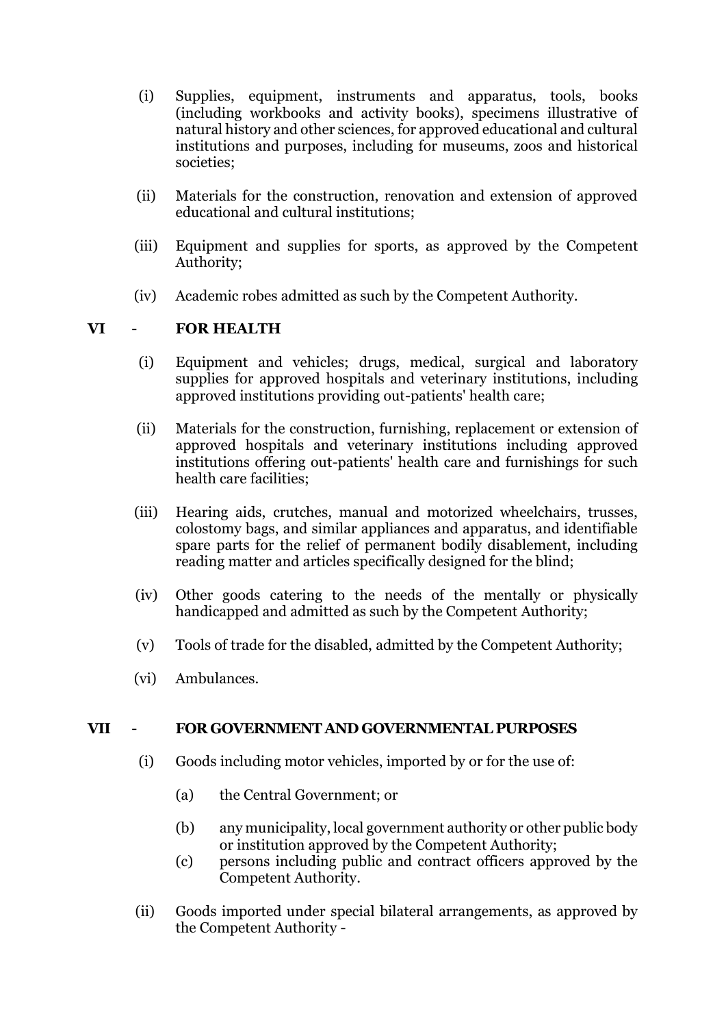(i) Supplies, equipment, instruments and apparatus, tools, books (including workbooks and activity books), specimens illustrative of natural history and other sciences, for approved educational and cultural institutions and purposes, including for museums, zoos and historical societies;

(ii) Materials for the construction, renovation and extension of approved educational and cultural institutions;

(iii) Equipment and supplies for sports, as approved by the Competent Authority;

(iv) Academic robes admitted as such by the Competent Authority.

## VI - FOR HEALTH

(i) Equipment and vehicles; drugs, medical, surgical and laboratory supplies for approved hospitals and veterinary institutions, including approved institutions providing out-patients' health care;

(ii) Materials for the construction, furnishing, replacement or extension of approved hospitals and veterinary institutions including approved institutions offering out-patients' health care and furnishings for such health care facilities;

(iii) Hearing aids, crutches, manual and motorized wheelchairs, trusses, colostomy bags, and similar appliances and apparatus, and identifiable spare parts for the relief of permanent bodily disablement, including reading matter and articles specifically designed for the blind;

(iv) Other goods catering to the needs of the mentally or physically handicapped and admitted as such by the Competent Authority;

(v) Tools of trade for the disabled, admitted by the Competent Authority;

(vi) Ambulances.

## VII - FOR GOVERNMENT AND GOVERNMENTAL PURPOSES

(i) Goods including motor vehicles, imported by or for the use of:

- (a) the Central Government; or
- (b) any municipality, local government authority or other public body or institution approved by the Competent Authority;
- (c) persons including public and contract officers approved by the Competent Authority.

(ii) Goods imported under special bilateral arrangements, as approved by the Competent Authority -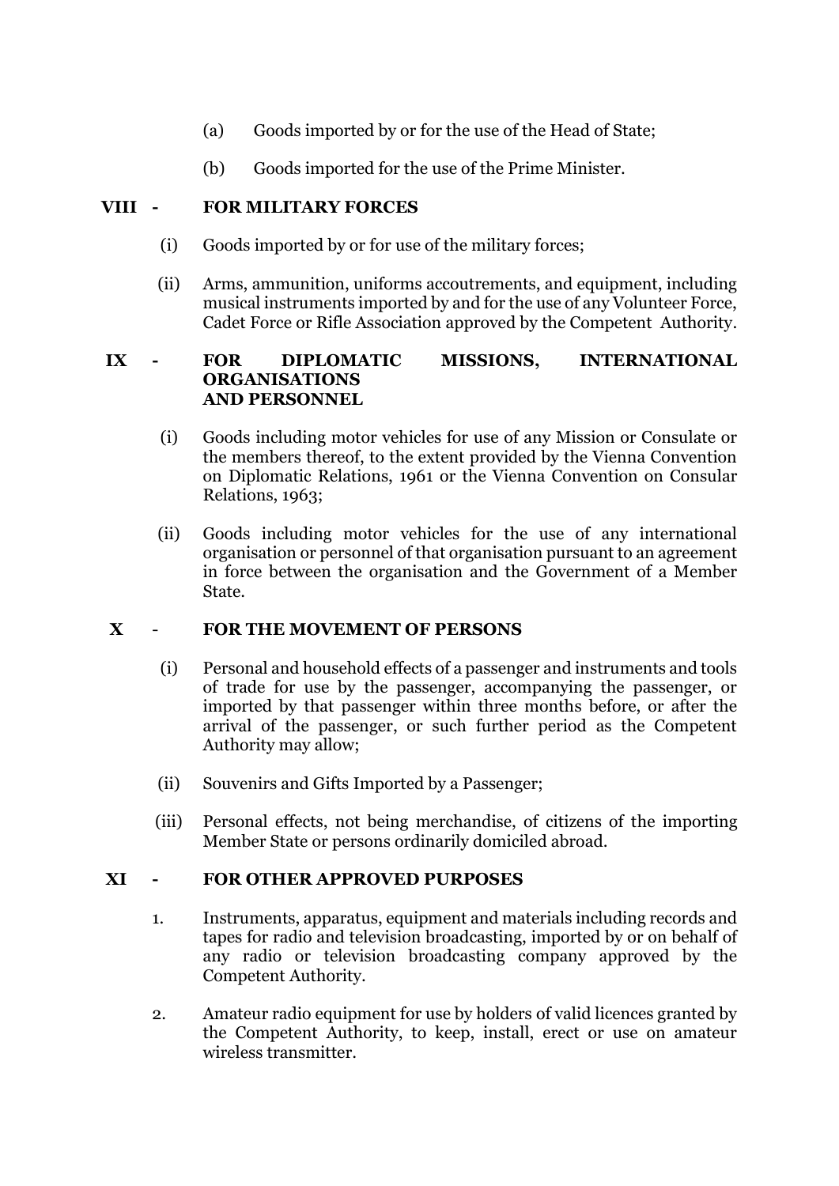(a) Goods imported by or for the use of the Head of State;

(b) Goods imported for the use of the Prime Minister.

**VIII - FOR MILITARY FORCES**

(i) Goods imported by or for use of the military forces;

(ii) Arms, ammunition, uniforms accoutrements, and equipment, including musical instruments imported by and for the use of any Volunteer Force, Cadet Force or Rifle Association approved by the Competent Authority.

**IX - FOR DIPLOMATIC MISSIONS, INTERNATIONAL ORGANISATIONS AND PERSONNEL**

(i) Goods including motor vehicles for use of any Mission or Consulate or the members thereof, to the extent provided by the Vienna Convention on Diplomatic Relations, 1961 or the Vienna Convention on Consular Relations, 1963;

(ii) Goods including motor vehicles for the use of any international organisation or personnel of that organisation pursuant to an agreement in force between the organisation and the Government of a Member State.

**X - FOR THE MOVEMENT OF PERSONS**

(i) Personal and household effects of a passenger and instruments and tools of trade for use by the passenger, accompanying the passenger, or imported by that passenger within three months before, or after the arrival of the passenger, or such further period as the Competent Authority may allow;

(ii) Souvenirs and Gifts Imported by a Passenger;

(iii) Personal effects, not being merchandise, of citizens of the importing Member State or persons ordinarily domiciled abroad.

**XI - FOR OTHER APPROVED PURPOSES**

1. Instruments, apparatus, equipment and materials including records and tapes for radio and television broadcasting, imported by or on behalf of any radio or television broadcasting company approved by the Competent Authority.

2. Amateur radio equipment for use by holders of valid licences granted by the Competent Authority, to keep, install, erect or use on amateur wireless transmitter.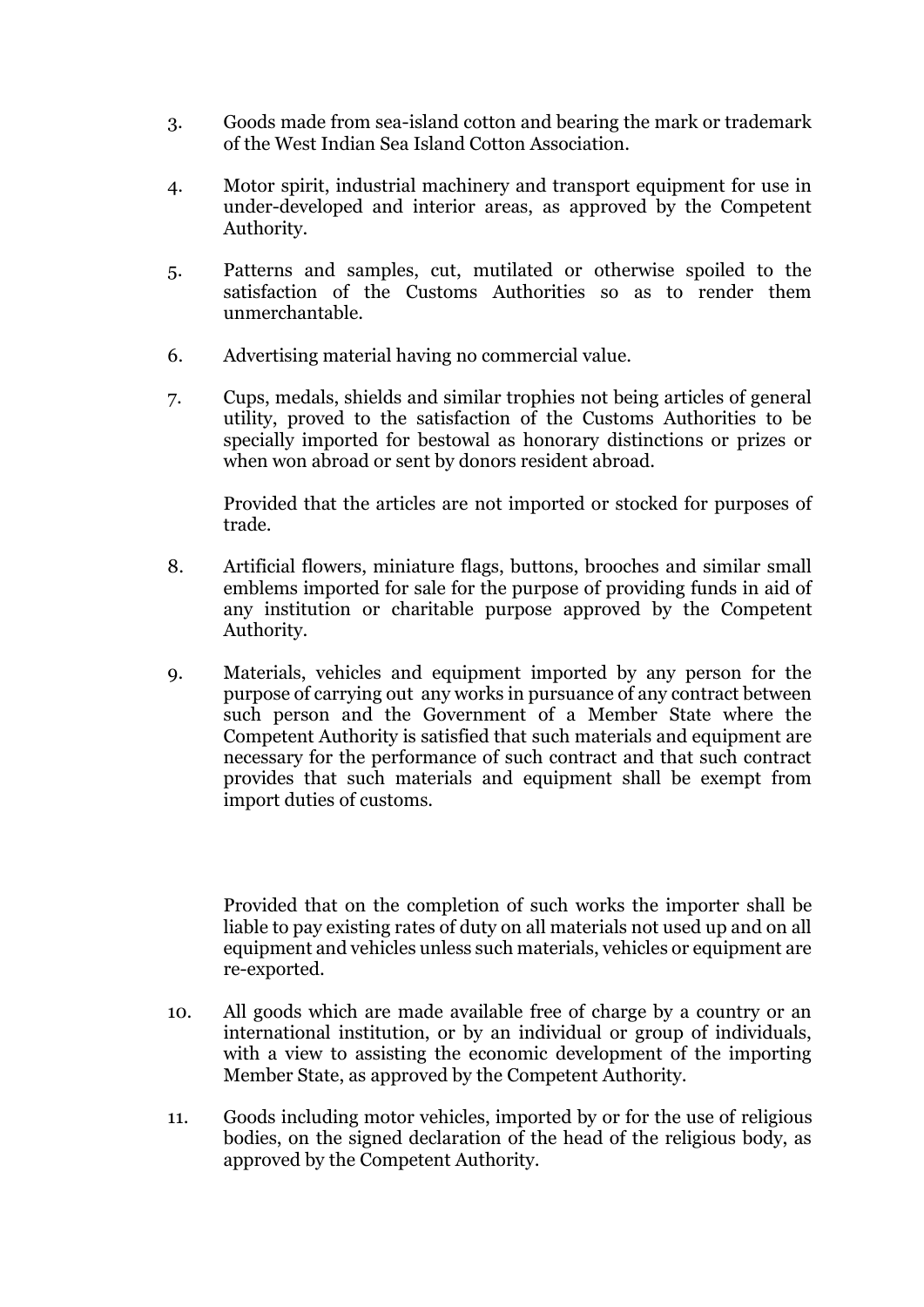3. Goods made from sea-island cotton and bearing the mark or trademark of the West Indian Sea Island Cotton Association.

4. Motor spirit, industrial machinery and transport equipment for use in under-developed and interior areas, as approved by the Competent Authority.

5. Patterns and samples, cut, mutilated or otherwise spoiled to the satisfaction of the Customs Authorities so as to render them unmerchantable.

6. Advertising material having no commercial value.

7. Cups, medals, shields and similar trophies not being articles of general utility, proved to the satisfaction of the Customs Authorities to be specially imported for bestowal as honorary distinctions or prizes or when won abroad or sent by donors resident abroad.

   Provided that the articles are not imported or stocked for purposes of trade.

8. Artificial flowers, miniature flags, buttons, brooches and similar small emblems imported for sale for the purpose of providing funds in aid of any institution or charitable purpose approved by the Competent Authority.

9. Materials, vehicles and equipment imported by any person for the purpose of carrying out any works in pursuance of any contract between such person and the Government of a Member State where the Competent Authority is satisfied that such materials and equipment are necessary for the performance of such contract and that such contract provides that such materials and equipment shall be exempt from import duties of customs.

   Provided that on the completion of such works the importer shall be liable to pay existing rates of duty on all materials not used up and on all equipment and vehicles unless such materials, vehicles or equipment are re-exported.

10. All goods which are made available free of charge by a country or an international institution, or by an individual or group of individuals, with a view to assisting the economic development of the importing Member State, as approved by the Competent Authority.

11. Goods including motor vehicles, imported by or for the use of religious bodies, on the signed declaration of the head of the religious body, as approved by the Competent Authority.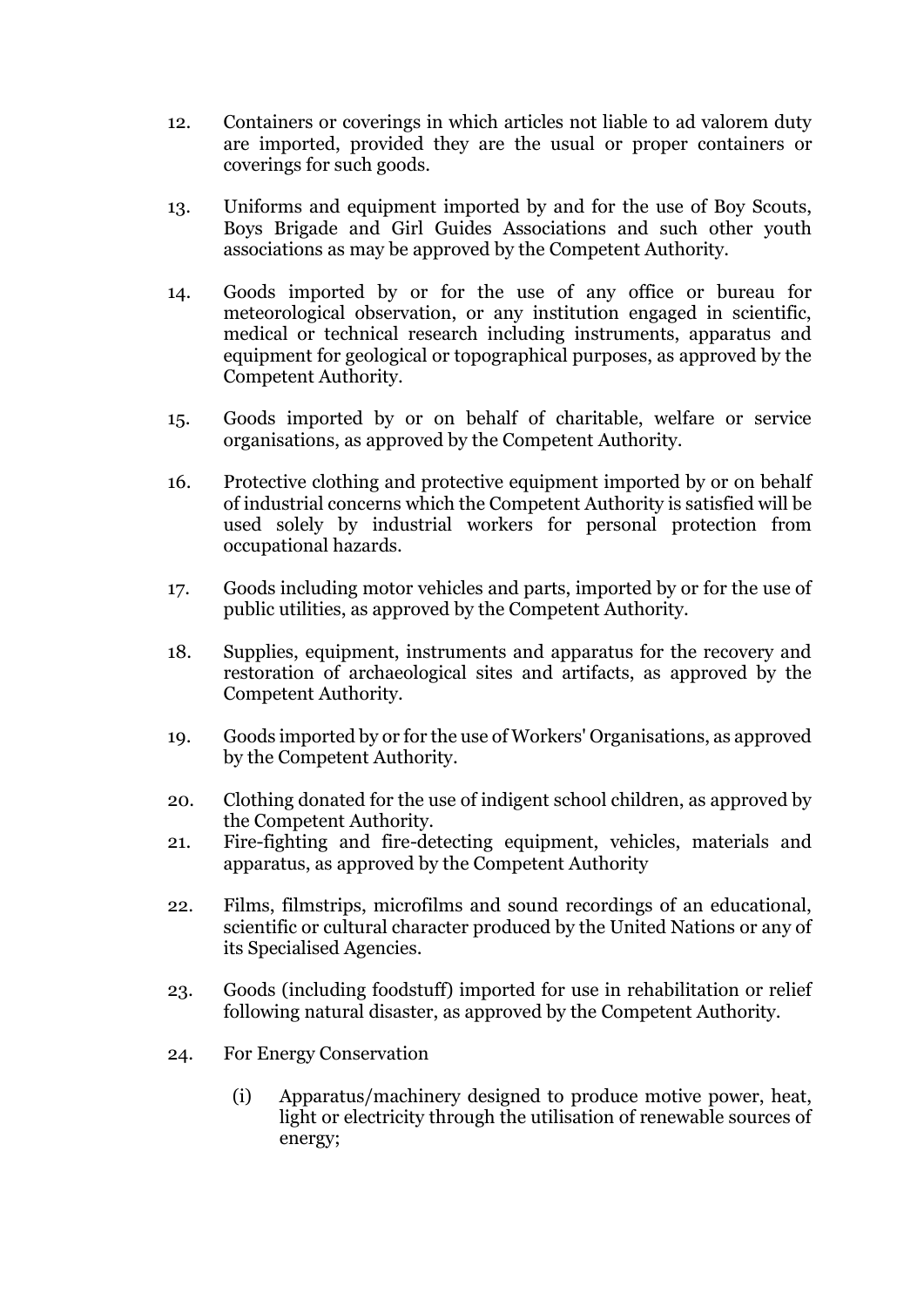12. Containers or coverings in which articles not liable to ad valorem duty are imported, provided they are the usual or proper containers or coverings for such goods.

13. Uniforms and equipment imported by and for the use of Boy Scouts, Boys Brigade and Girl Guides Associations and such other youth associations as may be approved by the Competent Authority.

14. Goods imported by or for the use of any office or bureau for meteorological observation, or any institution engaged in scientific, medical or technical research including instruments, apparatus and equipment for geological or topographical purposes, as approved by the Competent Authority.

15. Goods imported by or on behalf of charitable, welfare or service organisations, as approved by the Competent Authority.

16. Protective clothing and protective equipment imported by or on behalf of industrial concerns which the Competent Authority is satisfied will be used solely by industrial workers for personal protection from occupational hazards.

17. Goods including motor vehicles and parts, imported by or for the use of public utilities, as approved by the Competent Authority.

18. Supplies, equipment, instruments and apparatus for the recovery and restoration of archaeological sites and artifacts, as approved by the Competent Authority.

19. Goods imported by or for the use of Workers' Organisations, as approved by the Competent Authority.

20. Clothing donated for the use of indigent school children, as approved by the Competent Authority.

21. Fire-fighting and fire-detecting equipment, vehicles, materials and apparatus, as approved by the Competent Authority

22. Films, filmstrips, microfilms and sound recordings of an educational, scientific or cultural character produced by the United Nations or any of its Specialised Agencies.

23. Goods (including foodstuff) imported for use in rehabilitation or relief following natural disaster, as approved by the Competent Authority.

24. For Energy Conservation

    (i) Apparatus/machinery designed to produce motive power, heat, light or electricity through the utilisation of renewable sources of energy;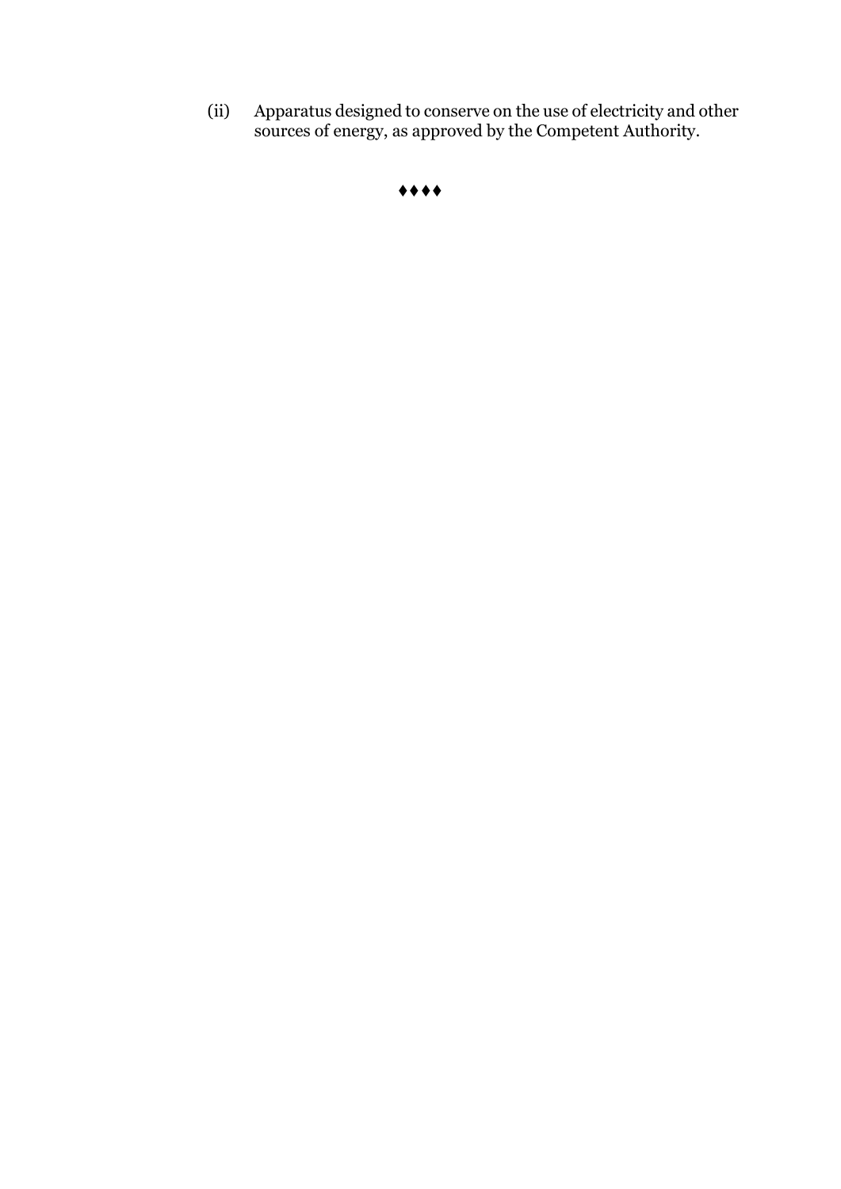(ii) Apparatus designed to conserve on the use of electricity and other sources of energy, as approved by the Competent Authority.

♦♦♦♦